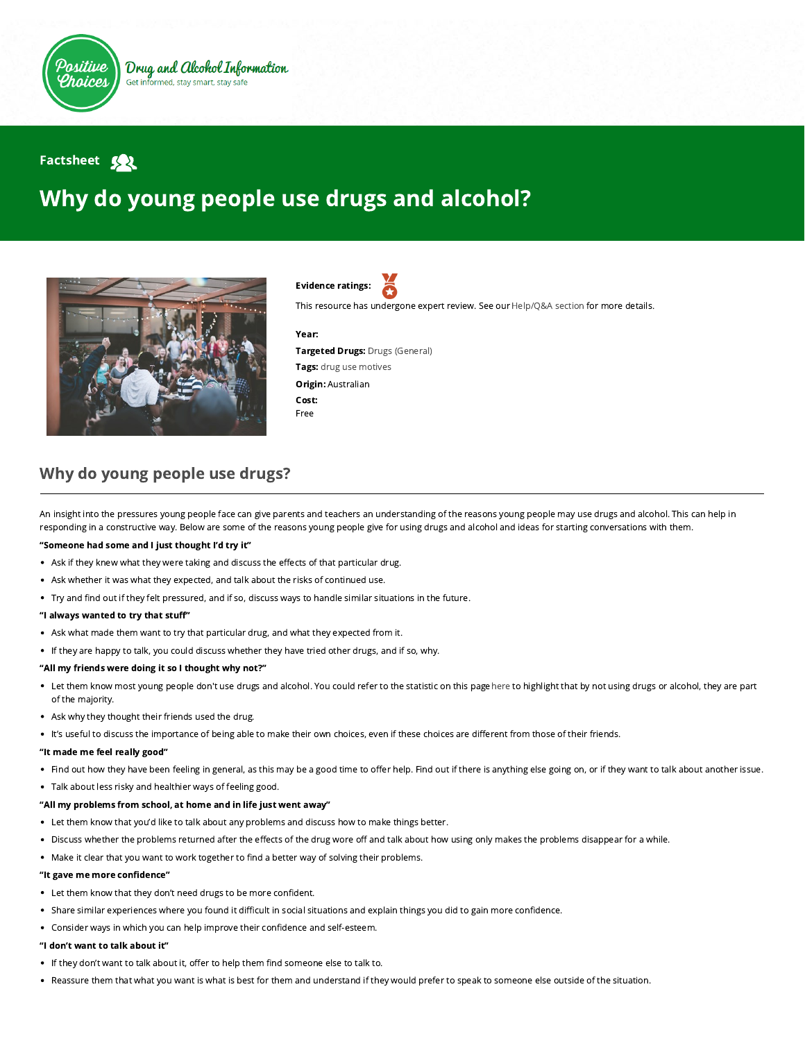Positive Choices

Drug and Alcohol Information

Get informed, stay smart, stay safe

Factsheet

# Why do young people use drugs and alcohol?

**Evidence ratings:**

This resource has undergone expert review. See our Help/Q&A section for more details.

**Year:**

**Targeted Drugs:** Drugs (General)

**Tags:** drug use motives

**Origin:** Australian

**Cost:**
Free

## Why do young people use drugs?

An insight into the pressures young people face can give parents and teachers an understanding of the reasons young people may use drugs and alcohol. This can help in responding in a constructive way. Below are some of the reasons young people give for using drugs and alcohol and ideas for starting conversations with them.

**"Someone had some and I just thought I'd try it"**

- Ask if they knew what they were taking and discuss the effects of that particular drug.
- Ask whether it was what they expected, and talk about the risks of continued use.
- Try and find out if they felt pressured, and if so, discuss ways to handle similar situations in the future.

**"I always wanted to try that stuff"**

- Ask what made them want to try that particular drug, and what they expected from it.
- If they are happy to talk, you could discuss whether they have tried other drugs, and if so, why.

**"All my friends were doing it so I thought why not?"**

- Let them know most young people don't use drugs and alcohol. You could refer to the statistic on this page here to highlight that by not using drugs or alcohol, they are part of the majority.
- Ask why they thought their friends used the drug.
- It's useful to discuss the importance of being able to make their own choices, even if these choices are different from those of their friends.

**"It made me feel really good"**

- Find out how they have been feeling in general, as this may be a good time to offer help. Find out if there is anything else going on, or if they want to talk about another issue.
- Talk about less risky and healthier ways of feeling good.

**"All my problems from school, at home and in life just went away"**

- Let them know that you'd like to talk about any problems and discuss how to make things better.
- Discuss whether the problems returned after the effects of the drug wore off and talk about how using only makes the problems disappear for a while.
- Make it clear that you want to work together to find a better way of solving their problems.

**"It gave me more confidence"**

- Let them know that they don't need drugs to be more confident.
- Share similar experiences where you found it difficult in social situations and explain things you did to gain more confidence.
- Consider ways in which you can help improve their confidence and self-esteem.

**"I don't want to talk about it"**

- If they don't want to talk about it, offer to help them find someone else to talk to.
- Reassure them that what you want is what is best for them and understand if they would prefer to speak to someone else outside of the situation.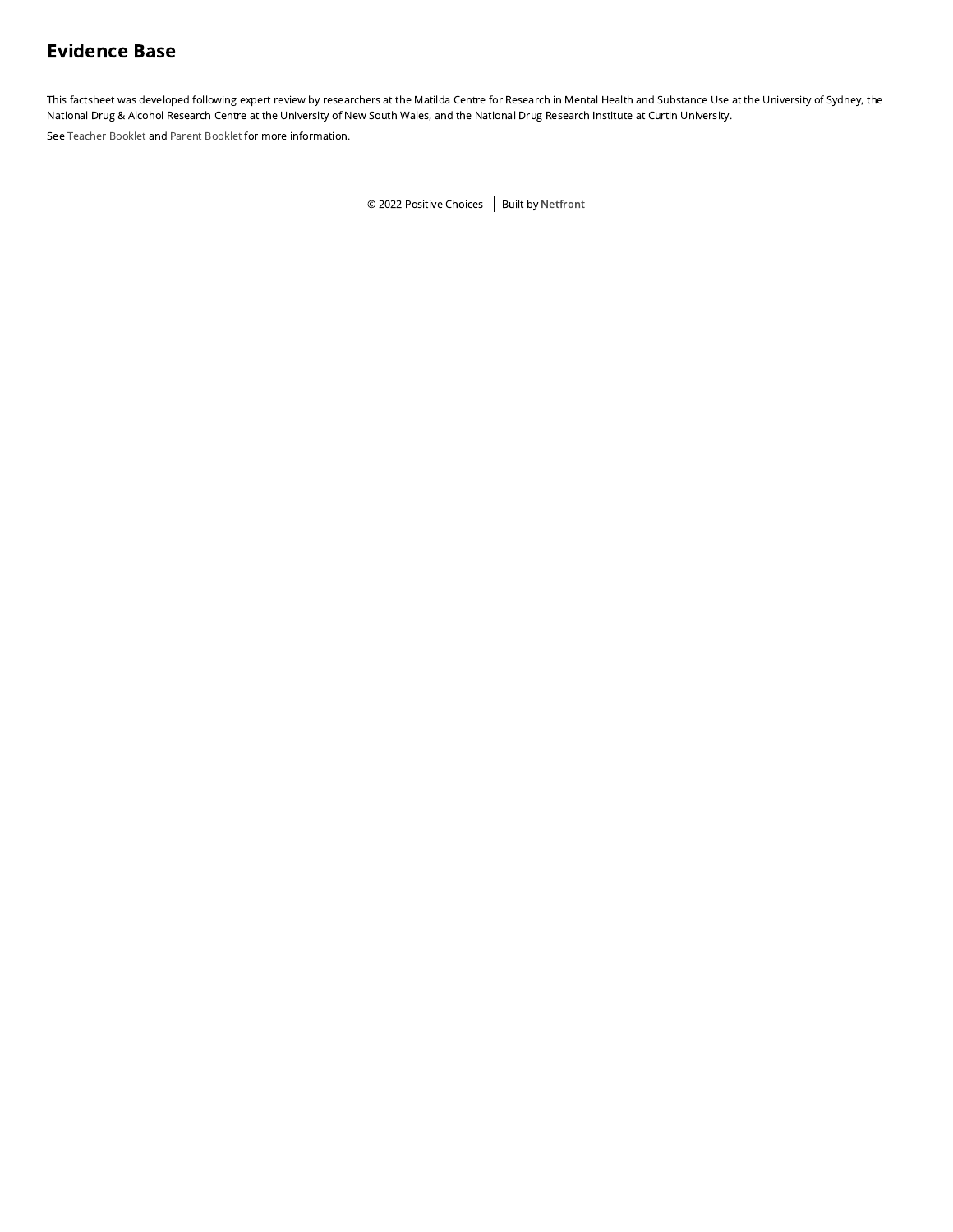## Evidence Base

This factsheet was developed following expert review by researchers at the Matilda Centre for Research in Mental Health and Substance Use at the University of Sydney, the National Drug & Alcohol Research Centre at the University of New South Wales, and the National Drug Research Institute at Curtin University.

See Teacher Booklet and Parent Booklet for more information.

© 2022 Positive Choices | Built by **Netfront**